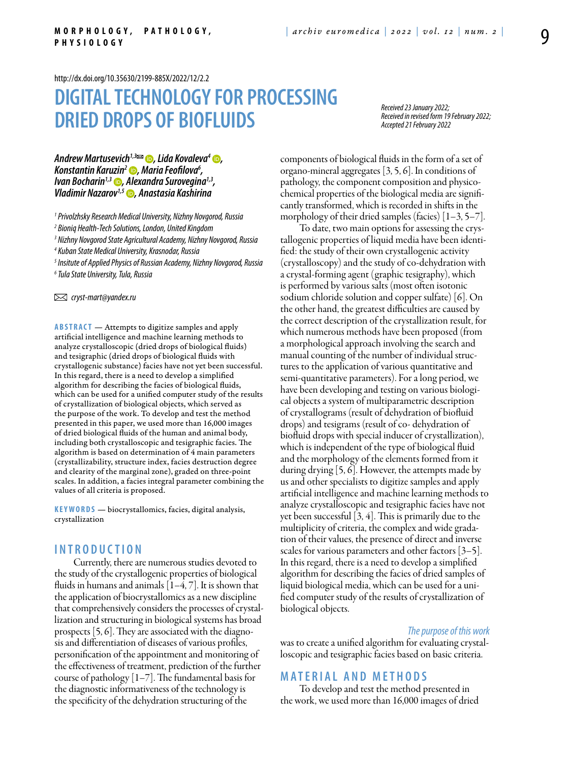http://dx.doi.org/10.35630/2199-885X/2022/12/2.2

# DIGITAL TECHNOLOGY FOR PROCESSING DRIED DROPS OF BIOFLUIDS

*Received 23 January 2022;*
*Received in revised form 19 February 2022;*
*Accepted 21 February 2022*

***Andrew Martusevich[1,3]✉, Lida Kovaleva[4], Konstantin Karuzin[2], Maria Feofilova[6], Ivan Bocharin[1,3], Alexandra Surovegina[1,3], Vladimir Nazarov[1,5], Anastasia Kashirina***

[1] *Privolzhsky Research Medical University, Nizhny Novgorod, Russia*
[2] *Bioniq Health-Tech Solutions, London, United Kingdom*
[3] *Nizhny Novgorod State Agricultural Academy, Nizhny Novgorod, Russia*
[4] *Kuban State Medical University, Krasnodar, Russia*
[5] *Insitute of Applied Physics of Russian Academy, Nizhny Novgorod, Russia*
[6] *Tula State University, Tula, Russia*

✉ *cryst-mart@yandex.ru*

**ABSTRACT** — Attempts to digitize samples and apply artificial intelligence and machine learning methods to analyze crystalloscopic (dried drops of biological fluids) and tesigraphic (dried drops of biological fluids with crystallogenic substance) facies have not yet been successful. In this regard, there is a need to develop a simplified algorithm for describing the facies of biological fluids, which can be used for a unified computer study of the results of crystallization of biological objects, which served as the purpose of the work. To develop and test the method presented in this paper, we used more than 16,000 images of dried biological fluids of the human and animal body, including both crystalloscopic and tesigraphic facies. The algorithm is based on determination of 4 main parameters (crystallizability, structure index, facies destruction degree and clearity of the marginal zone), graded on three-point scales. In addition, a facies integral parameter combining the values of all criteria is proposed.

**KEYWORDS** — biocrystallomics, facies, digital analysis, crystallization

## INTRODUCTION

Currently, there are numerous studies devoted to the study of the crystallogenic properties of biological fluids in humans and animals [1–4, 7]. It is shown that the application of biocrystallomics as a new discipline that comprehensively considers the processes of crystallization and structuring in biological systems has broad prospects [5, 6]. They are associated with the diagnosis and differentiation of diseases of various profiles, personification of the appointment and monitoring of the effectiveness of treatment, prediction of the further course of pathology [1–7]. The fundamental basis for the diagnostic informativeness of the technology is the specificity of the dehydration structuring of the components of biological fluids in the form of a set of organo-mineral aggregates [3, 5, 6]. In conditions of pathology, the component composition and physicochemical properties of the biological media are significantly transformed, which is recorded in shifts in the morphology of their dried samples (facies) [1–3, 5–7].

To date, two main options for assessing the crystallogenic properties of liquid media have been identified: the study of their own crystallogenic activity (crystalloscopy) and the study of co-dehydration with a crystal-forming agent (graphic tesigraphy), which is performed by various salts (most often isotonic sodium chloride solution and copper sulfate) [6]. On the other hand, the greatest difficulties are caused by the correct description of the crystallization result, for which numerous methods have been proposed (from a morphological approach involving the search and manual counting of the number of individual structures to the application of various quantitative and semi-quantitative parameters). For a long period, we have been developing and testing on various biological objects a system of multiparametric description of crystallograms (result of dehydration of biofluid drops) and tesigrams (result of co- dehydration of biofluid drops with special inducer of crystallization), which is independent of the type of biological fluid and the morphology of the elements formed from it during drying [5, 6]. However, the attempts made by us and other specialists to digitize samples and apply artificial intelligence and machine learning methods to analyze crystalloscopic and tesigraphic facies have not yet been successful [3, 4]. This is primarily due to the multiplicity of criteria, the complex and wide gradation of their values, the presence of direct and inverse scales for various parameters and other factors [3–5]. In this regard, there is a need to develop a simplified algorithm for describing the facies of dried samples of liquid biological media, which can be used for a unified computer study of the results of crystallization of biological objects.

*The purpose of this work* was to create a unified algorithm for evaluating crystalloscopic and tesigraphic facies based on basic criteria.

## MATERIAL AND METHODS

To develop and test the method presented in the work, we used more than 16,000 images of dried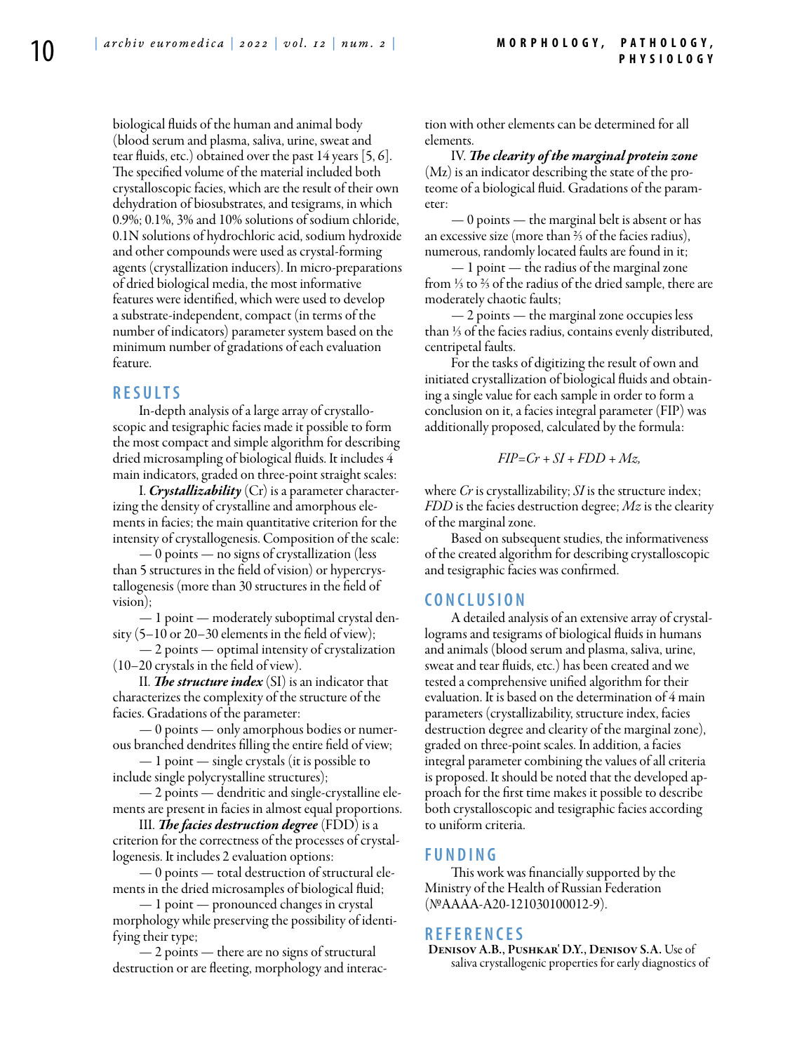biological fluids of the human and animal body (blood serum and plasma, saliva, urine, sweat and tear fluids, etc.) obtained over the past 14 years [5, 6]. The specified volume of the material included both crystalloscopic facies, which are the result of their own dehydration of biosubstrates, and tesigrams, in which 0.9%; 0.1%, 3% and 10% solutions of sodium chloride, 0.1N solutions of hydrochloric acid, sodium hydroxide and other compounds were used as crystal-forming agents (crystallization inducers). In micro-preparations of dried biological media, the most informative features were identified, which were used to develop a substrate-independent, compact (in terms of the number of indicators) parameter system based on the minimum number of gradations of each evaluation feature.

## RESULTS

In-depth analysis of a large array of crystalloscopic and tesigraphic facies made it possible to form the most compact and simple algorithm for describing dried microsampling of biological fluids. It includes 4 main indicators, graded on three-point straight scales:

I. ***Crystallizability*** (Cr) is a parameter characterizing the density of crystalline and amorphous elements in facies; the main quantitative criterion for the intensity of crystallogenesis. Composition of the scale:

— 0 points — no signs of crystallization (less than 5 structures in the field of vision) or hypercrystallogenesis (more than 30 structures in the field of vision);

— 1 point — moderately suboptimal crystal density (5–10 or 20–30 elements in the field of view);

— 2 points — optimal intensity of crystalization (10–20 crystals in the field of view).

II. ***The structure index*** (SI) is an indicator that characterizes the complexity of the structure of the facies. Gradations of the parameter:

— 0 points — only amorphous bodies or numerous branched dendrites filling the entire field of view;

— 1 point — single crystals (it is possible to include single polycrystalline structures);

— 2 points — dendritic and single-crystalline elements are present in facies in almost equal proportions.

III. ***The facies destruction degree*** (FDD) is a criterion for the correctness of the processes of crystallogenesis. It includes 2 evaluation options:

— 0 points — total destruction of structural elements in the dried microsamples of biological fluid;

— 1 point — pronounced changes in crystal morphology while preserving the possibility of identifying their type;

— 2 points — there are no signs of structural destruction or are fleeting, morphology and interaction with other elements can be determined for all elements.

IV. ***The clearity of the marginal protein zone*** (Mz) is an indicator describing the state of the proteome of a biological fluid. Gradations of the parameter:

— 0 points — the marginal belt is absent or has an excessive size (more than ⅔ of the facies radius), numerous, randomly located faults are found in it;

— 1 point — the radius of the marginal zone from ⅓ to ⅔ of the radius of the dried sample, there are moderately chaotic faults;

— 2 points — the marginal zone occupies less than ⅓ of the facies radius, contains evenly distributed, centripetal faults.

For the tasks of digitizing the result of own and initiated crystallization of biological fluids and obtaining a single value for each sample in order to form a conclusion on it, a facies integral parameter (FIP) was additionally proposed, calculated by the formula:

$$FIP = Cr + SI + FDD + Mz,$$

where $Cr$ is crystallizability; $SI$ is the structure index; $FDD$ is the facies destruction degree; $Mz$ is the clearity of the marginal zone.

Based on subsequent studies, the informativeness of the created algorithm for describing crystalloscopic and tesigraphic facies was confirmed.

## CONCLUSION

A detailed analysis of an extensive array of crystallograms and tesigrams of biological fluids in humans and animals (blood serum and plasma, saliva, urine, sweat and tear fluids, etc.) has been created and we tested a comprehensive unified algorithm for their evaluation. It is based on the determination of 4 main parameters (crystallizability, structure index, facies destruction degree and clearity of the marginal zone), graded on three-point scales. In addition, a facies integral parameter combining the values of all criteria is proposed. It should be noted that the developed approach for the first time makes it possible to describe both crystalloscopic and tesigraphic facies according to uniform criteria.

## FUNDING

This work was financially supported by the Ministry of the Health of Russian Federation (№AAAA-A20-121030100012-9).

## REFERENCES

**Denisov A.B., Pushkar' D.Y., Denisov S.A.** Use of saliva crystallogenic properties for early diagnostics of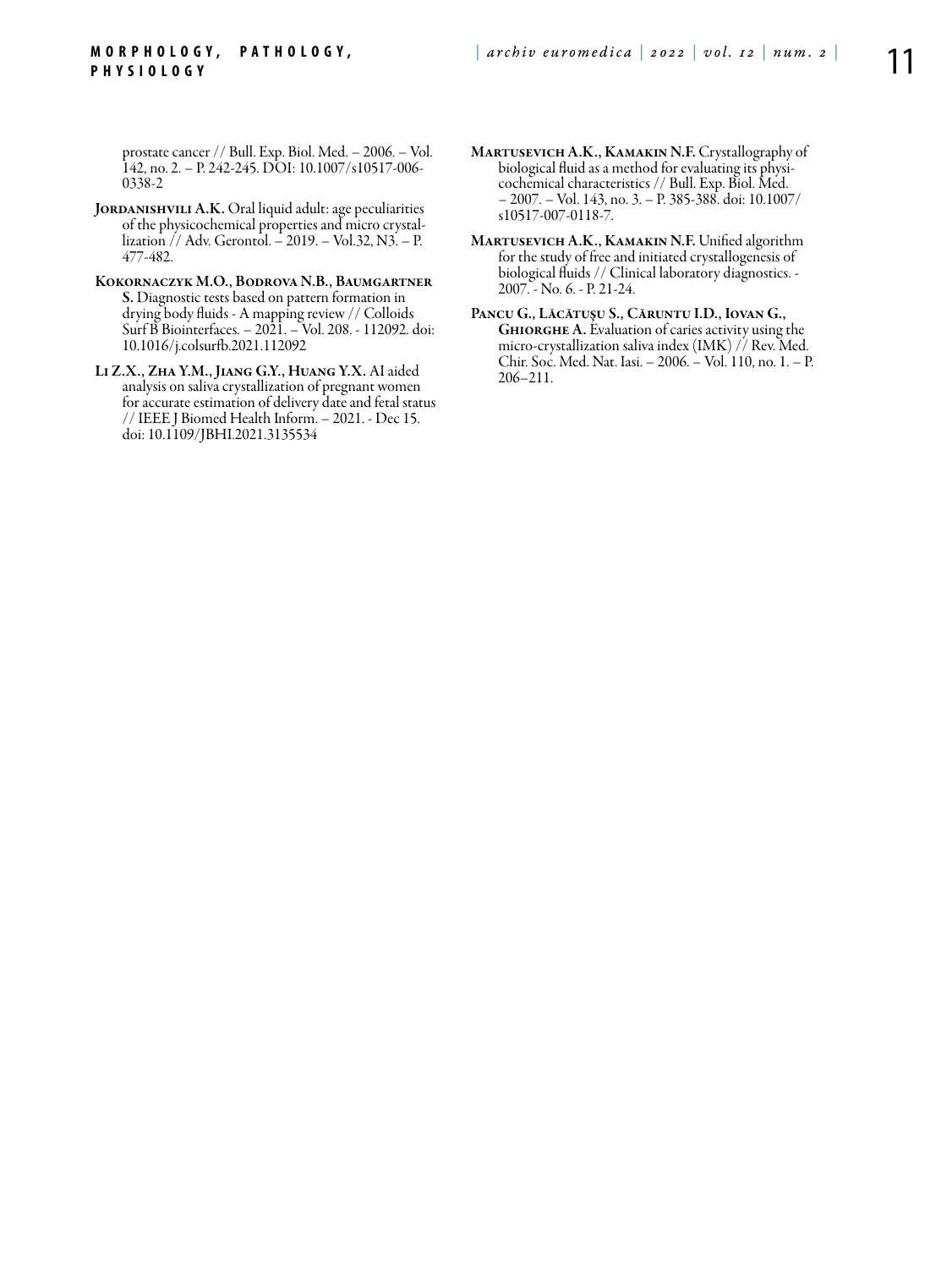prostate cancer // Bull. Exp. Biol. Med. – 2006. – Vol. 142, no. 2. – P. 242-245. DOI: 10.1007/s10517-006-0338-2

**Jordanishvili A.K.** Oral liquid adult: age peculiarities of the physicochemical properties and micro crystallization // Adv. Gerontol. – 2019. – Vol.32, N3. – P. 477-482.

**Kokornaczyk M.O., Bodrova N.B., Baumgartner S.** Diagnostic tests based on pattern formation in drying body fluids - A mapping review // Colloids Surf B Biointerfaces. – 2021. – Vol. 208. - 112092. doi: 10.1016/j.colsurfb.2021.112092

**Li Z.X., Zha Y.M., Jiang G.Y., Huang Y.X.** AI aided analysis on saliva crystallization of pregnant women for accurate estimation of delivery date and fetal status // IEEE J Biomed Health Inform. – 2021. - Dec 15. doi: 10.1109/JBHI.2021.3135534

**Martusevich A.K., Kamakin N.F.** Crystallography of biological fluid as a method for evaluating its physicochemical characteristics // Bull. Exp. Biol. Med. – 2007. – Vol. 143, no. 3. – P. 385-388. doi: 10.1007/s10517-007-0118-7.

**Martusevich A.K., Kamakin N.F.** Unified algorithm for the study of free and initiated crystallogenesis of biological fluids // Clinical laboratory diagnostics. - 2007. - No. 6. - P. 21-24.

**Pancu G., Lăcătuşu S., Căruntu I.D., Iovan G., Ghiorghe A.** Evaluation of caries activity using the micro-crystallization saliva index (IMK) // Rev. Med. Chir. Soc. Med. Nat. Iasi. – 2006. – Vol. 110, no. 1. – P. 206–211.